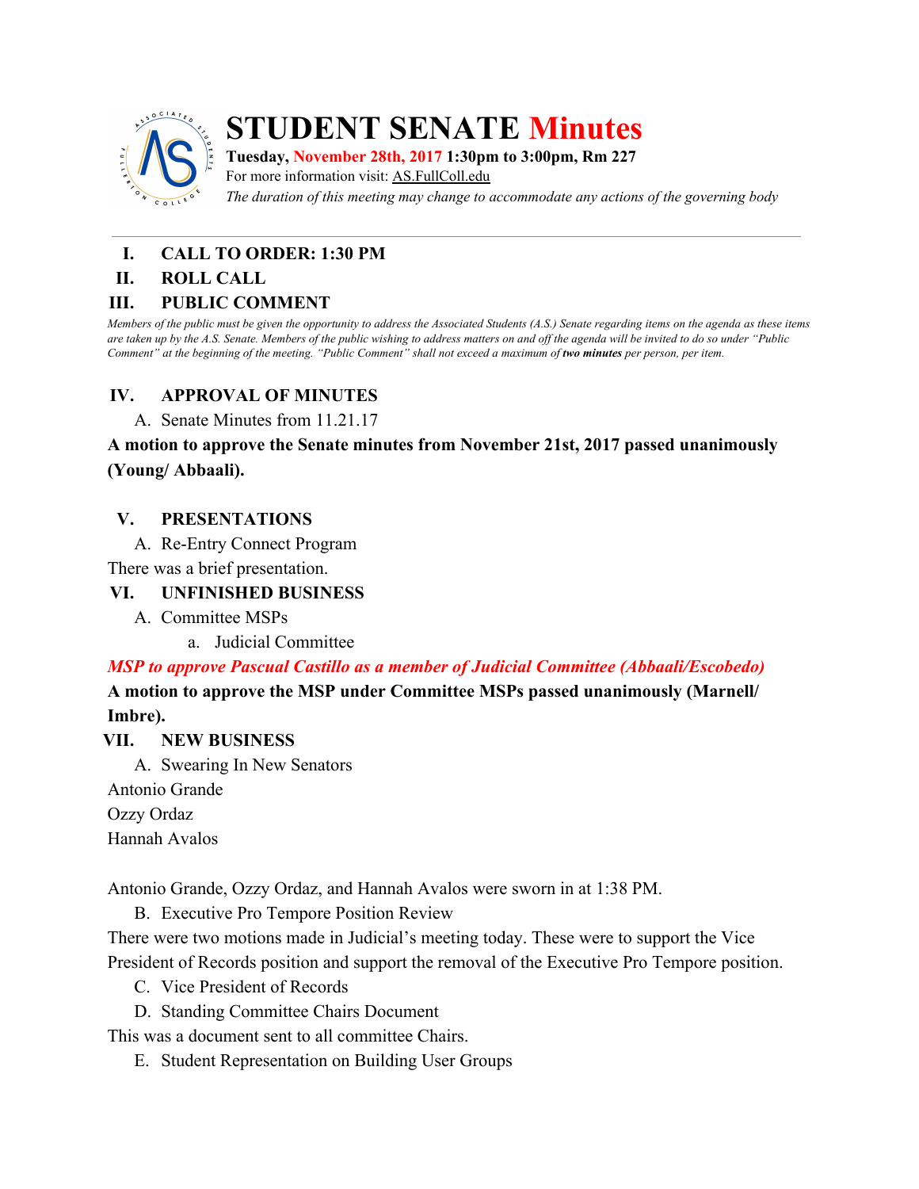# STUDENT SENATE Minutes

**Tuesday, November 28th, 2017 1:30pm to 3:00pm, Rm 227**

For more information visit: AS.FullColl.edu

*The duration of this meeting may change to accommodate any actions of the governing body*

---

## I. CALL TO ORDER: 1:30 PM

## II. ROLL CALL

## III. PUBLIC COMMENT

*Members of the public must be given the opportunity to address the Associated Students (A.S.) Senate regarding items on the agenda as these items are taken up by the A.S. Senate. Members of the public wishing to address matters on and off the agenda will be invited to do so under "Public Comment" at the beginning of the meeting. "Public Comment" shall not exceed a maximum of **two minutes** per person, per item.*

## IV. APPROVAL OF MINUTES

A. Senate Minutes from 11.21.17

**A motion to approve the Senate minutes from November 21st, 2017 passed unanimously (Young/ Abbaali).**

## V. PRESENTATIONS

A. Re-Entry Connect Program

There was a brief presentation.

## VI. UNFINISHED BUSINESS

A. Committee MSPs

a. Judicial Committee

***MSP to approve Pascual Castillo as a member of Judicial Committee (Abbaali/Escobedo)***

**A motion to approve the MSP under Committee MSPs passed unanimously (Marnell/ Imbre).**

## VII. NEW BUSINESS

A. Swearing In New Senators

Antonio Grande

Ozzy Ordaz

Hannah Avalos

Antonio Grande, Ozzy Ordaz, and Hannah Avalos were sworn in at 1:38 PM.

B. Executive Pro Tempore Position Review

There were two motions made in Judicial's meeting today. These were to support the Vice President of Records position and support the removal of the Executive Pro Tempore position.

C. Vice President of Records

D. Standing Committee Chairs Document

This was a document sent to all committee Chairs.

E. Student Representation on Building User Groups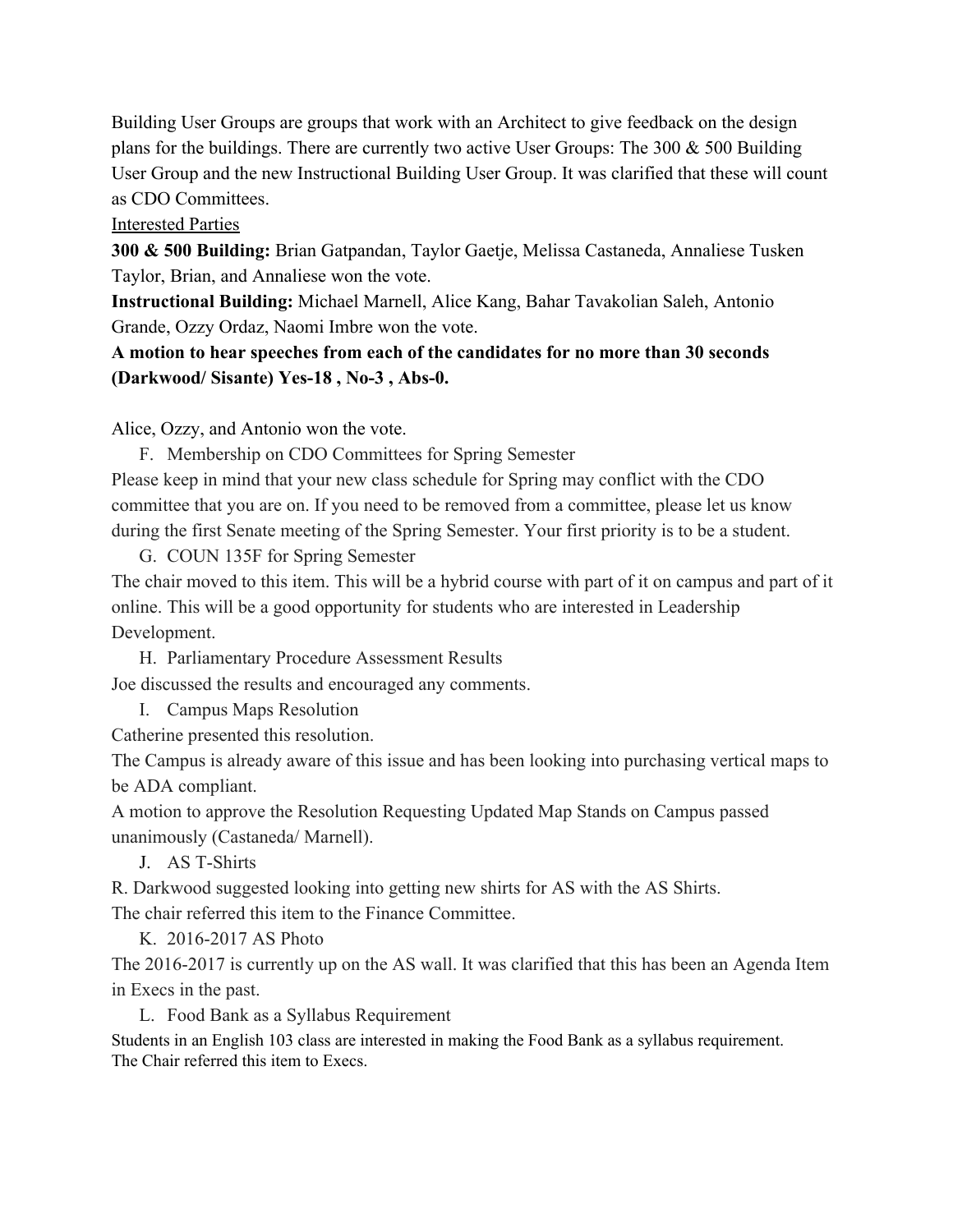Building User Groups are groups that work with an Architect to give feedback on the design plans for the buildings. There are currently two active User Groups: The 300 & 500 Building User Group and the new Instructional Building User Group. It was clarified that these will count as CDO Committees.

<u>Interested Parties</u>

**300 & 500 Building:** Brian Gatpandan, Taylor Gaetje, Melissa Castaneda, Annaliese Tusken

Taylor, Brian, and Annaliese won the vote.

**Instructional Building:** Michael Marnell, Alice Kang, Bahar Tavakolian Saleh, Antonio Grande, Ozzy Ordaz, Naomi Imbre won the vote.

**A motion to hear speeches from each of the candidates for no more than 30 seconds (Darkwood/ Sisante) Yes-18 , No-3 , Abs-0.**

Alice, Ozzy, and Antonio won the vote.

F. Membership on CDO Committees for Spring Semester

Please keep in mind that your new class schedule for Spring may conflict with the CDO committee that you are on. If you need to be removed from a committee, please let us know during the first Senate meeting of the Spring Semester. Your first priority is to be a student.

G. COUN 135F for Spring Semester

The chair moved to this item. This will be a hybrid course with part of it on campus and part of it online. This will be a good opportunity for students who are interested in Leadership Development.

H. Parliamentary Procedure Assessment Results

Joe discussed the results and encouraged any comments.

I. Campus Maps Resolution

Catherine presented this resolution.

The Campus is already aware of this issue and has been looking into purchasing vertical maps to be ADA compliant.

A motion to approve the Resolution Requesting Updated Map Stands on Campus passed unanimously (Castaneda/ Marnell).

J. AS T-Shirts

R. Darkwood suggested looking into getting new shirts for AS with the AS Shirts.

The chair referred this item to the Finance Committee.

K. 2016-2017 AS Photo

The 2016-2017 is currently up on the AS wall. It was clarified that this has been an Agenda Item in Execs in the past.

L. Food Bank as a Syllabus Requirement

Students in an English 103 class are interested in making the Food Bank as a syllabus requirement.
The Chair referred this item to Execs.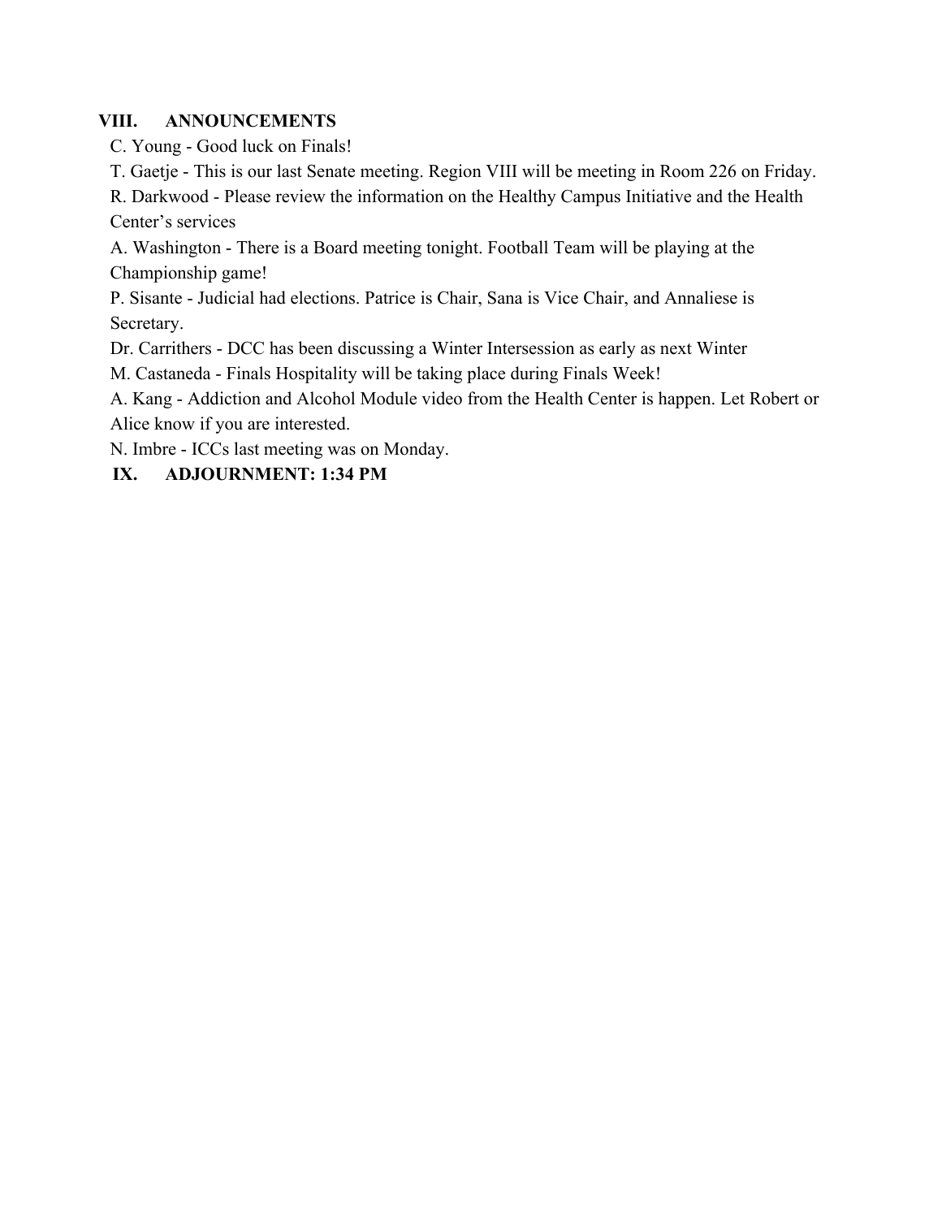## VIII. ANNOUNCEMENTS

C. Young - Good luck on Finals!

T. Gaetje - This is our last Senate meeting. Region VIII will be meeting in Room 226 on Friday.

R. Darkwood - Please review the information on the Healthy Campus Initiative and the Health Center's services

A. Washington - There is a Board meeting tonight. Football Team will be playing at the Championship game!

P. Sisante - Judicial had elections. Patrice is Chair, Sana is Vice Chair, and Annaliese is Secretary.

Dr. Carrithers - DCC has been discussing a Winter Intersession as early as next Winter

M. Castaneda - Finals Hospitality will be taking place during Finals Week!

A. Kang - Addiction and Alcohol Module video from the Health Center is happen. Let Robert or Alice know if you are interested.

N. Imbre - ICCs last meeting was on Monday.

## IX. ADJOURNMENT: 1:34 PM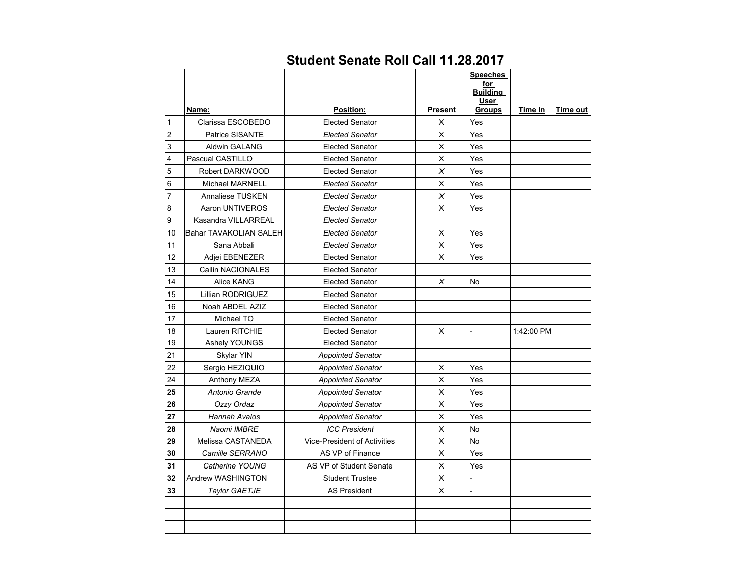# Student Senate Roll Call 11.28.2017

| | Name: | Position: | Present | Speeches for Building User Groups | Time In | Time out |
|---|---|---|---|---|---|---|
| 1 | Clarissa ESCOBEDO | Elected Senator | X | Yes | | |
| 2 | Patrice SISANTE | *Elected Senator* | X | Yes | | |
| 3 | Aldwin GALANG | Elected Senator | X | Yes | | |
| 4 | Pascual CASTILLO | Elected Senator | X | Yes | | |
| 5 | Robert DARKWOOD | Elected Senator | *X* | Yes | | |
| 6 | Michael MARNELL | *Elected Senator* | X | Yes | | |
| 7 | Annaliese TUSKEN | *Elected Senator* | *X* | Yes | | |
| 8 | Aaron UNTIVEROS | *Elected Senator* | X | Yes | | |
| 9 | Kasandra VILLARREAL | *Elected Senator* | | | | |
| 10 | Bahar TAVAKOLIAN SALEH | *Elected Senator* | X | Yes | | |
| 11 | Sana Abbali | *Elected Senator* | X | Yes | | |
| 12 | Adjei EBENEZER | Elected Senator | X | Yes | | |
| 13 | Cailin NACIONALES | Elected Senator | | | | |
| 14 | Alice KANG | Elected Senator | *X* | No | | |
| 15 | Lillian RODRIGUEZ | Elected Senator | | | | |
| 16 | Noah ABDEL AZIZ | Elected Senator | | | | |
| 17 | Michael TO | Elected Senator | | | | |
| 18 | Lauren RITCHIE | Elected Senator | X | - | 1:42:00 PM | |
| 19 | Ashely YOUNGS | Elected Senator | | | | |
| 21 | Skylar YIN | *Appointed Senator* | | | | |
| 22 | Sergio HEZIQUIO | *Appointed Senator* | X | Yes | | |
| 24 | Anthony MEZA | *Appointed Senator* | X | Yes | | |
| **25** | *Antonio Grande* | *Appointed Senator* | X | Yes | | |
| **26** | *Ozzy Ordaz* | *Appointed Senator* | X | Yes | | |
| **27** | *Hannah Avalos* | *Appointed Senator* | X | Yes | | |
| **28** | *Naomi IMBRE* | *ICC President* | X | No | | |
| **29** | Melissa CASTANEDA | Vice-President of Activities | X | No | | |
| **30** | *Camille SERRANO* | AS VP of Finance | X | Yes | | |
| **31** | *Catherine YOUNG* | AS VP of Student Senate | X | Yes | | |
| **32** | Andrew WASHINGTON | Student Trustee | X | - | | |
| **33** | *Taylor GAETJE* | AS President | X | - | | |
| | | | | | | |
| | | | | | | |
| | | | | | | |